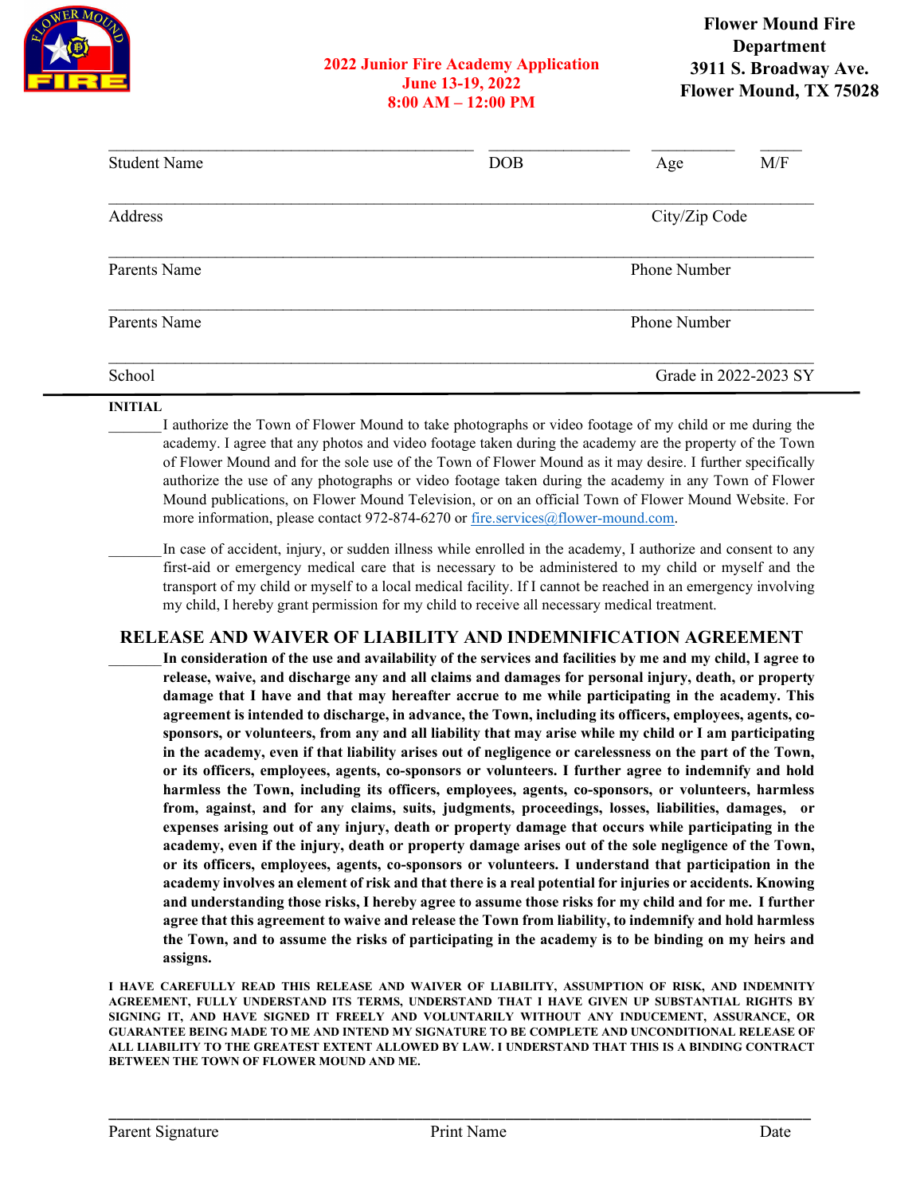**Flower Mound Fire Department**
**3911 S. Broadway Ave.**
**Flower Mound, TX 75028**

**2022 Junior Fire Academy Application**
**June 13-19, 2022**
**8:00 AM – 12:00 PM**

\_\_\_\_\_\_\_\_\_\_\_\_\_\_\_\_\_\_\_\_\_\_\_\_\_\_\_\_\_\_\_\_\_\_\_\_ \_\_\_\_\_\_\_\_\_\_\_\_\_\_ \_\_\_\_\_\_\_\_ \_\_\_\_
Student Name DOB Age M/F

\_\_\_\_\_\_\_\_\_\_\_\_\_\_\_\_\_\_\_\_\_\_\_\_\_\_\_\_\_\_\_\_\_\_\_\_\_\_\_\_\_\_\_\_\_\_\_\_\_\_\_\_\_\_\_\_\_\_\_\_\_\_\_\_
Address City/Zip Code

\_\_\_\_\_\_\_\_\_\_\_\_\_\_\_\_\_\_\_\_\_\_\_\_\_\_\_\_\_\_\_\_\_\_\_\_\_\_\_\_\_\_\_\_\_\_\_\_\_\_\_\_\_\_\_\_\_\_\_\_\_\_\_\_
Parents Name Phone Number

\_\_\_\_\_\_\_\_\_\_\_\_\_\_\_\_\_\_\_\_\_\_\_\_\_\_\_\_\_\_\_\_\_\_\_\_\_\_\_\_\_\_\_\_\_\_\_\_\_\_\_\_\_\_\_\_\_\_\_\_\_\_\_\_
Parents Name Phone Number

\_\_\_\_\_\_\_\_\_\_\_\_\_\_\_\_\_\_\_\_\_\_\_\_\_\_\_\_\_\_\_\_\_\_\_\_\_\_\_\_\_\_\_\_\_\_\_\_\_\_\_\_\_\_\_\_\_\_\_\_\_\_\_\_
School Grade in 2022-2023 SY

---

**INITIAL**

\_\_\_\_\_\_\_I authorize the Town of Flower Mound to take photographs or video footage of my child or me during the academy. I agree that any photos and video footage taken during the academy are the property of the Town of Flower Mound and for the sole use of the Town of Flower Mound as it may desire. I further specifically authorize the use of any photographs or video footage taken during the academy in any Town of Flower Mound publications, on Flower Mound Television, or on an official Town of Flower Mound Website. For more information, please contact 972-874-6270 or fire.services@flower-mound.com.

\_\_\_\_\_\_\_In case of accident, injury, or sudden illness while enrolled in the academy, I authorize and consent to any first-aid or emergency medical care that is necessary to be administered to my child or myself and the transport of my child or myself to a local medical facility. If I cannot be reached in an emergency involving my child, I hereby grant permission for my child to receive all necessary medical treatment.

## RELEASE AND WAIVER OF LIABILITY AND INDEMNIFICATION AGREEMENT

\_\_\_\_\_\_\_**In consideration of the use and availability of the services and facilities by me and my child, I agree to release, waive, and discharge any and all claims and damages for personal injury, death, or property damage that I have and that may hereafter accrue to me while participating in the academy. This agreement is intended to discharge, in advance, the Town, including its officers, employees, agents, co-sponsors, or volunteers, from any and all liability that may arise while my child or I am participating in the academy, even if that liability arises out of negligence or carelessness on the part of the Town, or its officers, employees, agents, co-sponsors or volunteers. I further agree to indemnify and hold harmless the Town, including its officers, employees, agents, co-sponsors, or volunteers, harmless from, against, and for any claims, suits, judgments, proceedings, losses, liabilities, damages, or expenses arising out of any injury, death or property damage that occurs while participating in the academy, even if the injury, death or property damage arises out of the sole negligence of the Town, or its officers, employees, agents, co-sponsors or volunteers. I understand that participation in the academy involves an element of risk and that there is a real potential for injuries or accidents. Knowing and understanding those risks, I hereby agree to assume those risks for my child and for me. I further agree that this agreement to waive and release the Town from liability, to indemnify and hold harmless the Town, and to assume the risks of participating in the academy is to be binding on my heirs and assigns.**

**I HAVE CAREFULLY READ THIS RELEASE AND WAIVER OF LIABILITY, ASSUMPTION OF RISK, AND INDEMNITY AGREEMENT, FULLY UNDERSTAND ITS TERMS, UNDERSTAND THAT I HAVE GIVEN UP SUBSTANTIAL RIGHTS BY SIGNING IT, AND HAVE SIGNED IT FREELY AND VOLUNTARILY WITHOUT ANY INDUCEMENT, ASSURANCE, OR GUARANTEE BEING MADE TO ME AND INTEND MY SIGNATURE TO BE COMPLETE AND UNCONDITIONAL RELEASE OF ALL LIABILITY TO THE GREATEST EXTENT ALLOWED BY LAW. I UNDERSTAND THAT THIS IS A BINDING CONTRACT BETWEEN THE TOWN OF FLOWER MOUND AND ME.**

\_\_\_\_\_\_\_\_\_\_\_\_\_\_\_\_\_\_\_\_\_\_\_\_\_\_\_\_\_\_\_\_\_\_\_\_\_\_\_\_\_\_\_\_\_\_\_\_\_\_\_\_\_\_\_\_\_\_\_\_\_\_\_\_
Parent Signature Print Name Date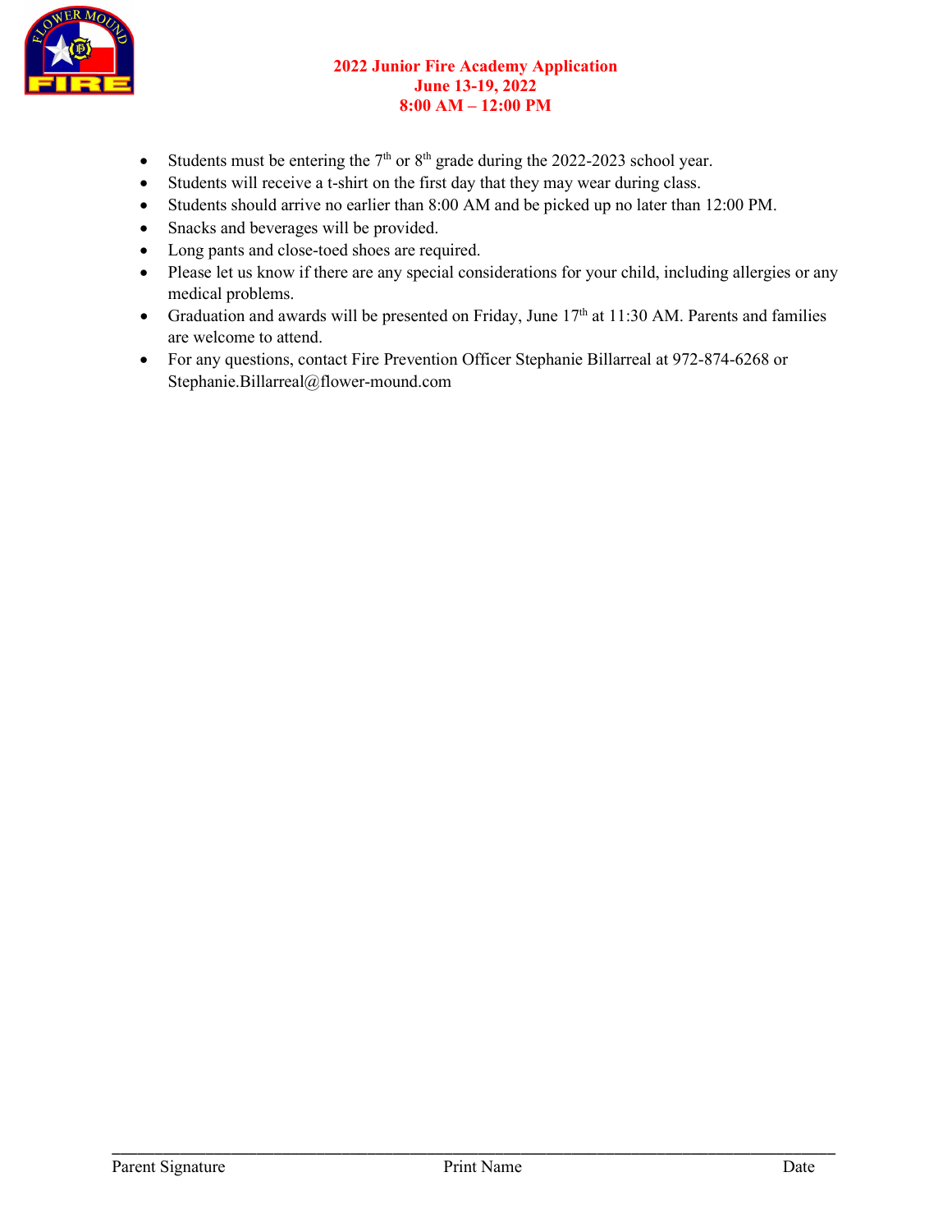**2022 Junior Fire Academy Application**
**June 13-19, 2022**
**8:00 AM – 12:00 PM**

- Students must be entering the 7th or 8th grade during the 2022-2023 school year.
- Students will receive a t-shirt on the first day that they may wear during class.
- Students should arrive no earlier than 8:00 AM and be picked up no later than 12:00 PM.
- Snacks and beverages will be provided.
- Long pants and close-toed shoes are required.
- Please let us know if there are any special considerations for your child, including allergies or any medical problems.
- Graduation and awards will be presented on Friday, June 17th at 11:30 AM. Parents and families are welcome to attend.
- For any questions, contact Fire Prevention Officer Stephanie Billarreal at 972-874-6268 or Stephanie.Billarreal@flower-mound.com

\_\_\_\_\_\_\_\_\_\_\_\_\_\_\_\_\_\_\_\_\_\_\_\_\_\_\_\_\_\_\_\_\_\_\_\_\_\_\_\_\_\_\_\_\_\_\_\_\_\_\_\_\_\_\_\_\_\_\_\_\_\_\_\_\_\_\_\_\_\_

Parent Signature Print Name Date